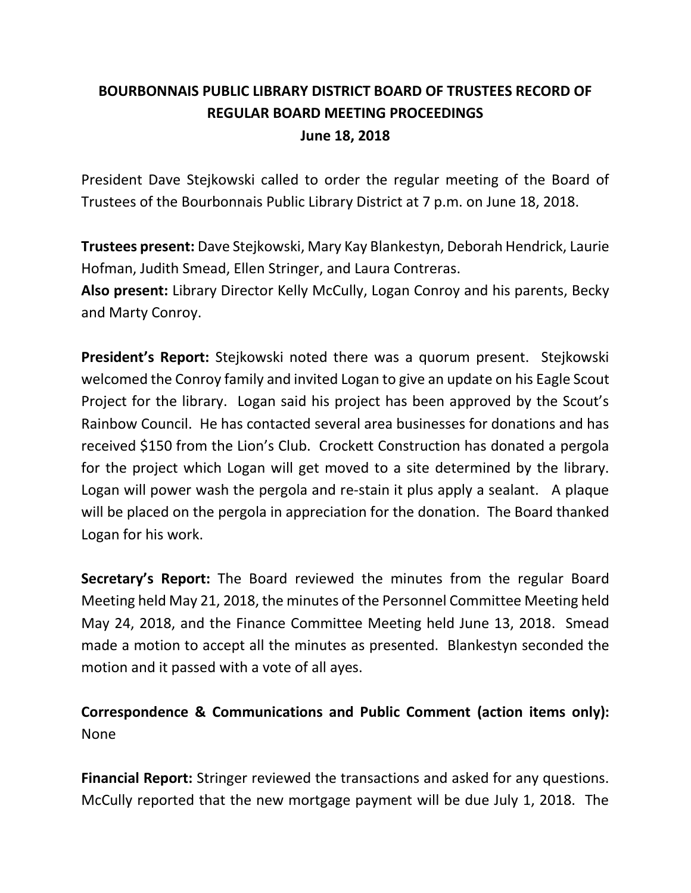# BOURBONNAIS PUBLIC LIBRARY DISTRICT BOARD OF TRUSTEES RECORD OF REGULAR BOARD MEETING PROCEEDINGS

## June 18, 2018

President Dave Stejkowski called to order the regular meeting of the Board of Trustees of the Bourbonnais Public Library District at 7 p.m. on June 18, 2018.

**Trustees present:** Dave Stejkowski, Mary Kay Blankestyn, Deborah Hendrick, Laurie Hofman, Judith Smead, Ellen Stringer, and Laura Contreras.
**Also present:** Library Director Kelly McCully, Logan Conroy and his parents, Becky and Marty Conroy.

**President's Report:** Stejkowski noted there was a quorum present. Stejkowski welcomed the Conroy family and invited Logan to give an update on his Eagle Scout Project for the library. Logan said his project has been approved by the Scout's Rainbow Council. He has contacted several area businesses for donations and has received $150 from the Lion's Club. Crockett Construction has donated a pergola for the project which Logan will get moved to a site determined by the library. Logan will power wash the pergola and re-stain it plus apply a sealant. A plaque will be placed on the pergola in appreciation for the donation. The Board thanked Logan for his work.

**Secretary's Report:** The Board reviewed the minutes from the regular Board Meeting held May 21, 2018, the minutes of the Personnel Committee Meeting held May 24, 2018, and the Finance Committee Meeting held June 13, 2018. Smead made a motion to accept all the minutes as presented. Blankestyn seconded the motion and it passed with a vote of all ayes.

**Correspondence & Communications and Public Comment (action items only):** None

**Financial Report:** Stringer reviewed the transactions and asked for any questions. McCully reported that the new mortgage payment will be due July 1, 2018. The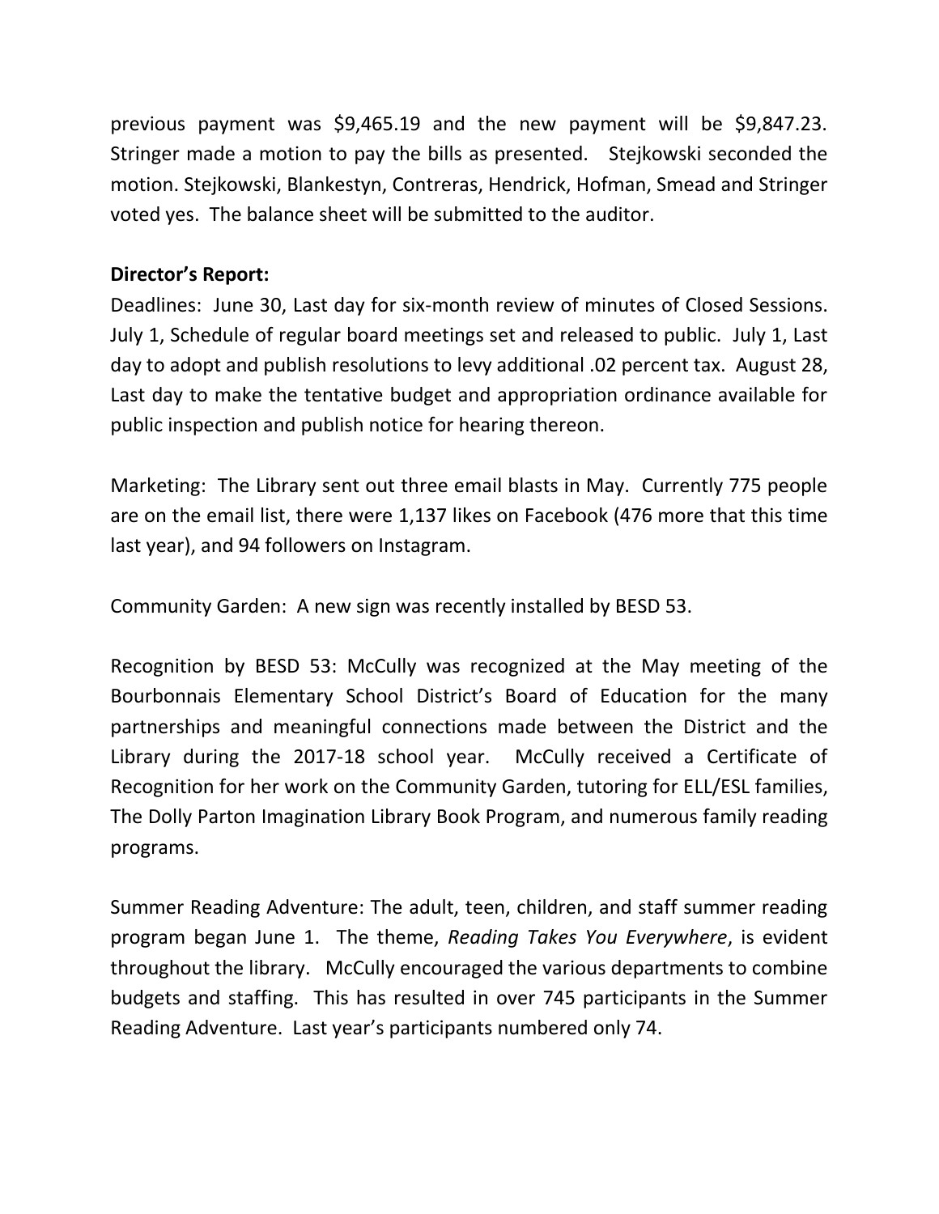previous payment was $9,465.19 and the new payment will be $9,847.23. Stringer made a motion to pay the bills as presented. Stejkowski seconded the motion. Stejkowski, Blankestyn, Contreras, Hendrick, Hofman, Smead and Stringer voted yes. The balance sheet will be submitted to the auditor.

**Director's Report:**

Deadlines: June 30, Last day for six-month review of minutes of Closed Sessions. July 1, Schedule of regular board meetings set and released to public. July 1, Last day to adopt and publish resolutions to levy additional .02 percent tax. August 28, Last day to make the tentative budget and appropriation ordinance available for public inspection and publish notice for hearing thereon.

Marketing: The Library sent out three email blasts in May. Currently 775 people are on the email list, there were 1,137 likes on Facebook (476 more that this time last year), and 94 followers on Instagram.

Community Garden: A new sign was recently installed by BESD 53.

Recognition by BESD 53: McCully was recognized at the May meeting of the Bourbonnais Elementary School District's Board of Education for the many partnerships and meaningful connections made between the District and the Library during the 2017-18 school year. McCully received a Certificate of Recognition for her work on the Community Garden, tutoring for ELL/ESL families, The Dolly Parton Imagination Library Book Program, and numerous family reading programs.

Summer Reading Adventure: The adult, teen, children, and staff summer reading program began June 1. The theme, *Reading Takes You Everywhere*, is evident throughout the library. McCully encouraged the various departments to combine budgets and staffing. This has resulted in over 745 participants in the Summer Reading Adventure. Last year's participants numbered only 74.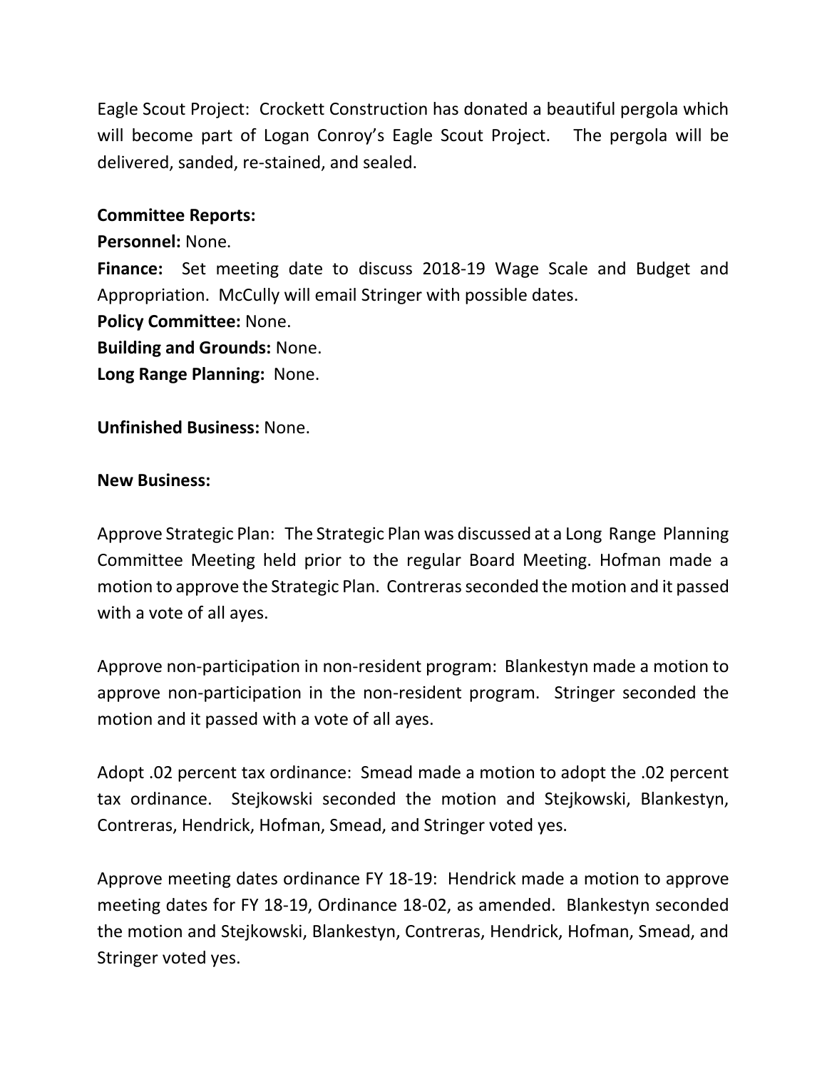Eagle Scout Project: Crockett Construction has donated a beautiful pergola which will become part of Logan Conroy's Eagle Scout Project. The pergola will be delivered, sanded, re-stained, and sealed.

**Committee Reports:**

**Personnel:** None.

**Finance:** Set meeting date to discuss 2018-19 Wage Scale and Budget and Appropriation. McCully will email Stringer with possible dates.

**Policy Committee:** None.

**Building and Grounds:** None.

**Long Range Planning:** None.

**Unfinished Business:** None.

**New Business:**

Approve Strategic Plan: The Strategic Plan was discussed at a Long Range Planning Committee Meeting held prior to the regular Board Meeting. Hofman made a motion to approve the Strategic Plan. Contreras seconded the motion and it passed with a vote of all ayes.

Approve non-participation in non-resident program: Blankestyn made a motion to approve non-participation in the non-resident program. Stringer seconded the motion and it passed with a vote of all ayes.

Adopt .02 percent tax ordinance: Smead made a motion to adopt the .02 percent tax ordinance. Stejkowski seconded the motion and Stejkowski, Blankestyn, Contreras, Hendrick, Hofman, Smead, and Stringer voted yes.

Approve meeting dates ordinance FY 18-19: Hendrick made a motion to approve meeting dates for FY 18-19, Ordinance 18-02, as amended. Blankestyn seconded the motion and Stejkowski, Blankestyn, Contreras, Hendrick, Hofman, Smead, and Stringer voted yes.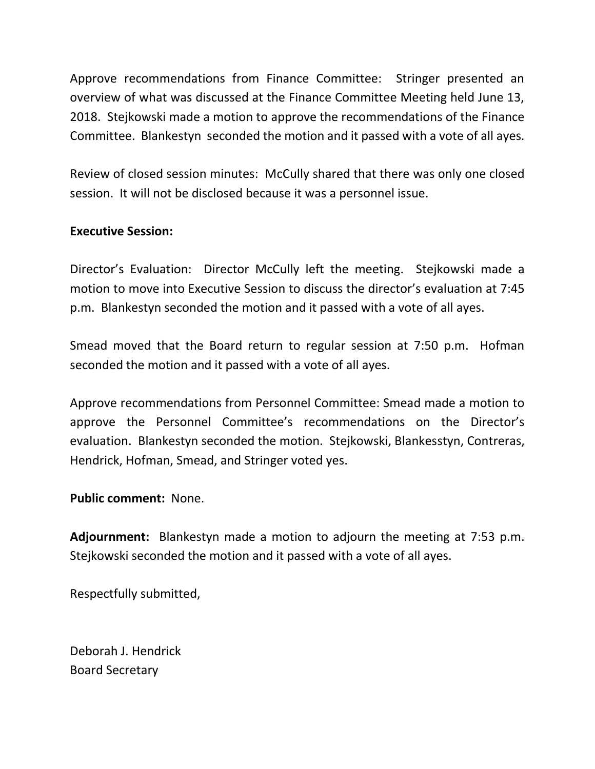Approve recommendations from Finance Committee: Stringer presented an overview of what was discussed at the Finance Committee Meeting held June 13, 2018. Stejkowski made a motion to approve the recommendations of the Finance Committee. Blankestyn seconded the motion and it passed with a vote of all ayes.

Review of closed session minutes: McCully shared that there was only one closed session. It will not be disclosed because it was a personnel issue.

**Executive Session:**

Director's Evaluation: Director McCully left the meeting. Stejkowski made a motion to move into Executive Session to discuss the director's evaluation at 7:45 p.m. Blankestyn seconded the motion and it passed with a vote of all ayes.

Smead moved that the Board return to regular session at 7:50 p.m. Hofman seconded the motion and it passed with a vote of all ayes.

Approve recommendations from Personnel Committee: Smead made a motion to approve the Personnel Committee's recommendations on the Director's evaluation. Blankestyn seconded the motion. Stejkowski, Blankesstyn, Contreras, Hendrick, Hofman, Smead, and Stringer voted yes.

**Public comment:** None.

**Adjournment:** Blankestyn made a motion to adjourn the meeting at 7:53 p.m. Stejkowski seconded the motion and it passed with a vote of all ayes.

Respectfully submitted,

Deborah J. Hendrick
Board Secretary